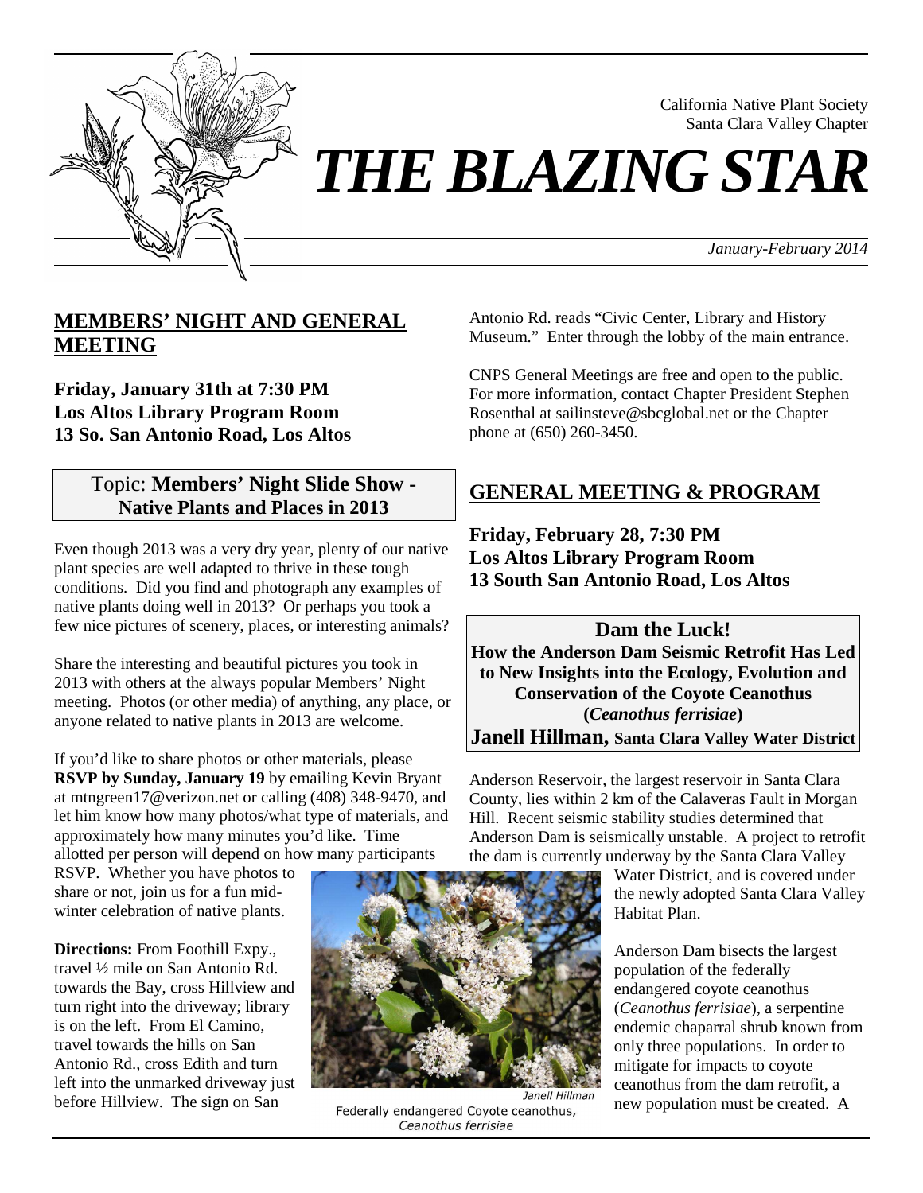California Native Plant Society
Santa Clara Valley Chapter

# THE BLAZING STAR

*January-February 2014*

## MEMBERS' NIGHT AND GENERAL MEETING

**Friday, January 31th at 7:30 PM**
**Los Altos Library Program Room**
**13 So. San Antonio Road, Los Altos**

### Topic: **Members' Night Slide Show - Native Plants and Places in 2013**

Even though 2013 was a very dry year, plenty of our native plant species are well adapted to thrive in these tough conditions. Did you find and photograph any examples of native plants doing well in 2013? Or perhaps you took a few nice pictures of scenery, places, or interesting animals?

Share the interesting and beautiful pictures you took in 2013 with others at the always popular Members' Night meeting. Photos (or other media) of anything, any place, or anyone related to native plants in 2013 are welcome.

If you'd like to share photos or other materials, please **RSVP by Sunday, January 19** by emailing Kevin Bryant at mtngreen17@verizon.net or calling (408) 348-9470, and let him know how many photos/what type of materials, and approximately how many minutes you'd like. Time allotted per person will depend on how many participants RSVP. Whether you have photos to share or not, join us for a fun mid-winter celebration of native plants.

**Directions:** From Foothill Expy., travel ½ mile on San Antonio Rd. towards the Bay, cross Hillview and turn right into the driveway; library is on the left. From El Camino, travel towards the hills on San Antonio Rd., cross Edith and turn left into the unmarked driveway just before Hillview. The sign on San Antonio Rd. reads "Civic Center, Library and History Museum." Enter through the lobby of the main entrance.

CNPS General Meetings are free and open to the public. For more information, contact Chapter President Stephen Rosenthal at sailinsteve@sbcglobal.net or the Chapter phone at (650) 260-3450.

## GENERAL MEETING & PROGRAM

**Friday, February 28, 7:30 PM**
**Los Altos Library Program Room**
**13 South San Antonio Road, Los Altos**

### Dam the Luck!
**How the Anderson Dam Seismic Retrofit Has Led to New Insights into the Ecology, Evolution and Conservation of the Coyote Ceanothus (*Ceanothus ferrisiae*)**

**Janell Hillman, Santa Clara Valley Water District**

Anderson Reservoir, the largest reservoir in Santa Clara County, lies within 2 km of the Calaveras Fault in Morgan Hill. Recent seismic stability studies determined that Anderson Dam is seismically unstable. A project to retrofit the dam is currently underway by the Santa Clara Valley Water District, and is covered under the newly adopted Santa Clara Valley Habitat Plan.

Anderson Dam bisects the largest population of the federally endangered coyote ceanothus (*Ceanothus ferrisiae*), a serpentine endemic chaparral shrub known from only three populations. In order to mitigate for impacts to coyote ceanothus from the dam retrofit, a new population must be created. A

*Janell Hillman*
Federally endangered Coyote ceanothus, *Ceanothus ferrisiae*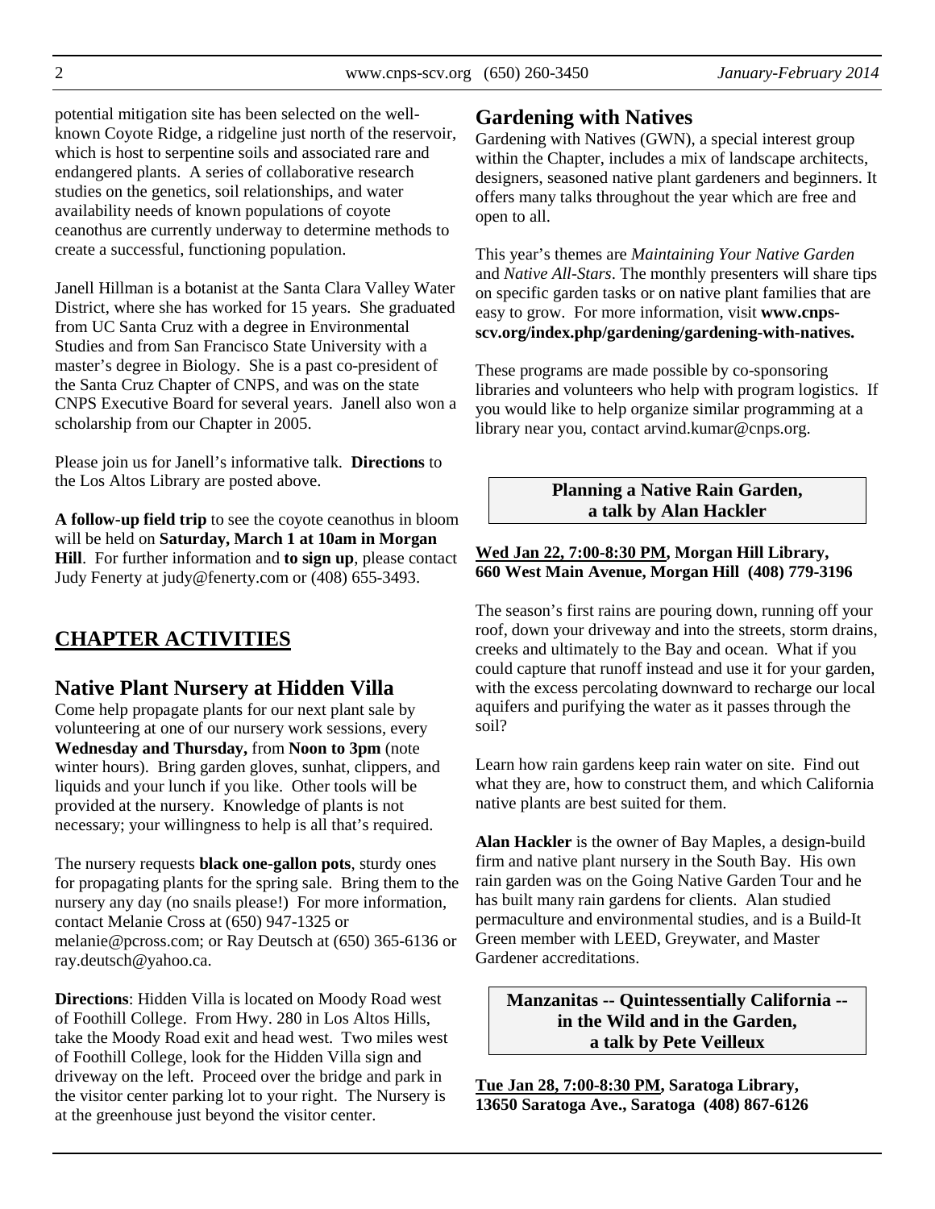potential mitigation site has been selected on the well-known Coyote Ridge, a ridgeline just north of the reservoir, which is host to serpentine soils and associated rare and endangered plants. A series of collaborative research studies on the genetics, soil relationships, and water availability needs of known populations of coyote ceanothus are currently underway to determine methods to create a successful, functioning population.

Janell Hillman is a botanist at the Santa Clara Valley Water District, where she has worked for 15 years. She graduated from UC Santa Cruz with a degree in Environmental Studies and from San Francisco State University with a master's degree in Biology. She is a past co-president of the Santa Cruz Chapter of CNPS, and was on the state CNPS Executive Board for several years. Janell also won a scholarship from our Chapter in 2005.

Please join us for Janell's informative talk. **Directions** to the Los Altos Library are posted above.

**A follow-up field trip** to see the coyote ceanothus in bloom will be held on **Saturday, March 1 at 10am in Morgan Hill**. For further information and **to sign up**, please contact Judy Fenerty at judy@fenerty.com or (408) 655-3493.

## CHAPTER ACTIVITIES

### Native Plant Nursery at Hidden Villa

Come help propagate plants for our next plant sale by volunteering at one of our nursery work sessions, every **Wednesday and Thursday,** from **Noon to 3pm** (note winter hours). Bring garden gloves, sunhat, clippers, and liquids and your lunch if you like. Other tools will be provided at the nursery. Knowledge of plants is not necessary; your willingness to help is all that's required.

The nursery requests **black one-gallon pots**, sturdy ones for propagating plants for the spring sale. Bring them to the nursery any day (no snails please!) For more information, contact Melanie Cross at (650) 947-1325 or melanie@pcross.com; or Ray Deutsch at (650) 365-6136 or ray.deutsch@yahoo.ca.

**Directions**: Hidden Villa is located on Moody Road west of Foothill College. From Hwy. 280 in Los Altos Hills, take the Moody Road exit and head west. Two miles west of Foothill College, look for the Hidden Villa sign and driveway on the left. Proceed over the bridge and park in the visitor center parking lot to your right. The Nursery is at the greenhouse just beyond the visitor center.

### Gardening with Natives

Gardening with Natives (GWN), a special interest group within the Chapter, includes a mix of landscape architects, designers, seasoned native plant gardeners and beginners. It offers many talks throughout the year which are free and open to all.

This year's themes are *Maintaining Your Native Garden* and *Native All-Stars*. The monthly presenters will share tips on specific garden tasks or on native plant families that are easy to grow. For more information, visit **www.cnps-scv.org/index.php/gardening/gardening-with-natives.**

These programs are made possible by co-sponsoring libraries and volunteers who help with program logistics. If you would like to help organize similar programming at a library near you, contact arvind.kumar@cnps.org.

**Planning a Native Rain Garden, a talk by Alan Hackler**

**Wed Jan 22, 7:00-8:30 PM, Morgan Hill Library, 660 West Main Avenue, Morgan Hill (408) 779-3196**

The season's first rains are pouring down, running off your roof, down your driveway and into the streets, storm drains, creeks and ultimately to the Bay and ocean. What if you could capture that runoff instead and use it for your garden, with the excess percolating downward to recharge our local aquifers and purifying the water as it passes through the soil?

Learn how rain gardens keep rain water on site. Find out what they are, how to construct them, and which California native plants are best suited for them.

**Alan Hackler** is the owner of Bay Maples, a design-build firm and native plant nursery in the South Bay. His own rain garden was on the Going Native Garden Tour and he has built many rain gardens for clients. Alan studied permaculture and environmental studies, and is a Build-It Green member with LEED, Greywater, and Master Gardener accreditations.

**Manzanitas -- Quintessentially California -- in the Wild and in the Garden, a talk by Pete Veilleux**

**Tue Jan 28, 7:00-8:30 PM, Saratoga Library, 13650 Saratoga Ave., Saratoga (408) 867-6126**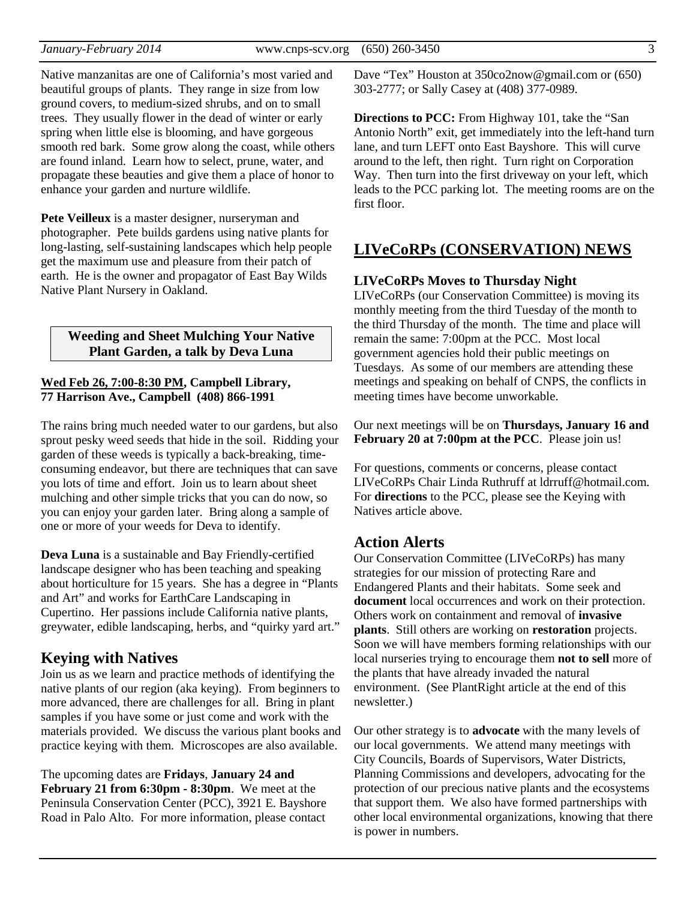Native manzanitas are one of California's most varied and beautiful groups of plants. They range in size from low ground covers, to medium-sized shrubs, and on to small trees. They usually flower in the dead of winter or early spring when little else is blooming, and have gorgeous smooth red bark. Some grow along the coast, while others are found inland. Learn how to select, prune, water, and propagate these beauties and give them a place of honor to enhance your garden and nurture wildlife.

**Pete Veilleux** is a master designer, nurseryman and photographer. Pete builds gardens using native plants for long-lasting, self-sustaining landscapes which help people get the maximum use and pleasure from their patch of earth. He is the owner and propagator of East Bay Wilds Native Plant Nursery in Oakland.

### Weeding and Sheet Mulching Your Native Plant Garden, a talk by Deva Luna

**Wed Feb 26, 7:00-8:30 PM, Campbell Library, 77 Harrison Ave., Campbell (408) 866-1991**

The rains bring much needed water to our gardens, but also sprout pesky weed seeds that hide in the soil. Ridding your garden of these weeds is typically a back-breaking, time-consuming endeavor, but there are techniques that can save you lots of time and effort. Join us to learn about sheet mulching and other simple tricks that you can do now, so you can enjoy your garden later. Bring along a sample of one or more of your weeds for Deva to identify.

**Deva Luna** is a sustainable and Bay Friendly-certified landscape designer who has been teaching and speaking about horticulture for 15 years. She has a degree in "Plants and Art" and works for EarthCare Landscaping in Cupertino. Her passions include California native plants, greywater, edible landscaping, herbs, and "quirky yard art."

## Keying with Natives

Join us as we learn and practice methods of identifying the native plants of our region (aka keying). From beginners to more advanced, there are challenges for all. Bring in plant samples if you have some or just come and work with the materials provided. We discuss the various plant books and practice keying with them. Microscopes are also available.

The upcoming dates are **Fridays**, **January 24 and February 21 from 6:30pm - 8:30pm**. We meet at the Peninsula Conservation Center (PCC), 3921 E. Bayshore Road in Palo Alto. For more information, please contact Dave "Tex" Houston at 350co2now@gmail.com or (650) 303-2777; or Sally Casey at (408) 377-0989.

**Directions to PCC:** From Highway 101, take the "San Antonio North" exit, get immediately into the left-hand turn lane, and turn LEFT onto East Bayshore. This will curve around to the left, then right. Turn right on Corporation Way. Then turn into the first driveway on your left, which leads to the PCC parking lot. The meeting rooms are on the first floor.

# LIVeCoRPs (CONSERVATION) NEWS

### LIVeCoRPs Moves to Thursday Night

LIVeCoRPs (our Conservation Committee) is moving its monthly meeting from the third Tuesday of the month to the third Thursday of the month. The time and place will remain the same: 7:00pm at the PCC. Most local government agencies hold their public meetings on Tuesdays. As some of our members are attending these meetings and speaking on behalf of CNPS, the conflicts in meeting times have become unworkable.

Our next meetings will be on **Thursdays, January 16 and February 20 at 7:00pm at the PCC**. Please join us!

For questions, comments or concerns, please contact LIVeCoRPs Chair Linda Ruthruff at ldrruff@hotmail.com. For **directions** to the PCC, please see the Keying with Natives article above.

## Action Alerts

Our Conservation Committee (LIVeCoRPs) has many strategies for our mission of protecting Rare and Endangered Plants and their habitats. Some seek and **document** local occurrences and work on their protection. Others work on containment and removal of **invasive plants**. Still others are working on **restoration** projects. Soon we will have members forming relationships with our local nurseries trying to encourage them **not to sell** more of the plants that have already invaded the natural environment. (See PlantRight article at the end of this newsletter.)

Our other strategy is to **advocate** with the many levels of our local governments. We attend many meetings with City Councils, Boards of Supervisors, Water Districts, Planning Commissions and developers, advocating for the protection of our precious native plants and the ecosystems that support them. We also have formed partnerships with other local environmental organizations, knowing that there is power in numbers.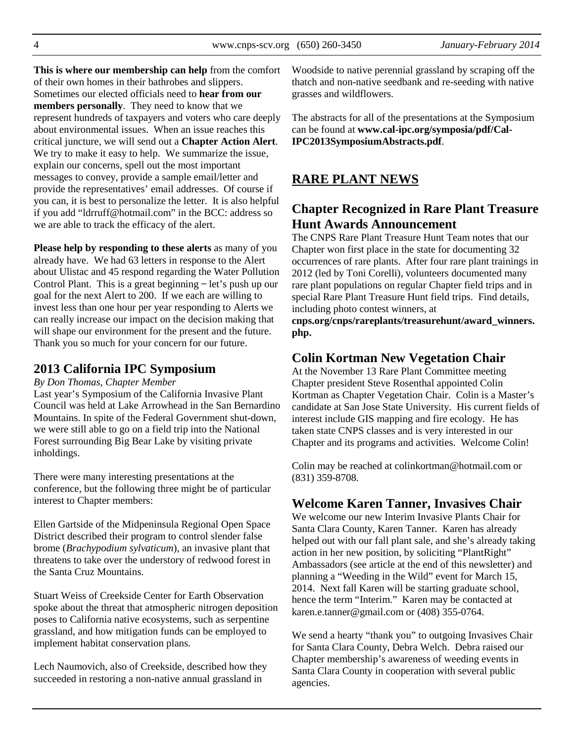**This is where our membership can help** from the comfort of their own homes in their bathrobes and slippers. Sometimes our elected officials need to **hear from our members personally**. They need to know that we represent hundreds of taxpayers and voters who care deeply about environmental issues. When an issue reaches this critical juncture, we will send out a **Chapter Action Alert**. We try to make it easy to help. We summarize the issue, explain our concerns, spell out the most important messages to convey, provide a sample email/letter and provide the representatives' email addresses. Of course if you can, it is best to personalize the letter. It is also helpful if you add "ldrruff@hotmail.com" in the BCC: address so we are able to track the efficacy of the alert.

**Please help by responding to these alerts** as many of you already have. We had 63 letters in response to the Alert about Ulistac and 45 respond regarding the Water Pollution Control Plant. This is a great beginning – let's push up our goal for the next Alert to 200. If we each are willing to invest less than one hour per year responding to Alerts we can really increase our impact on the decision making that will shape our environment for the present and the future. Thank you so much for your concern for our future.

## 2013 California IPC Symposium

*By Don Thomas, Chapter Member*

Last year's Symposium of the California Invasive Plant Council was held at Lake Arrowhead in the San Bernardino Mountains. In spite of the Federal Government shut-down, we were still able to go on a field trip into the National Forest surrounding Big Bear Lake by visiting private inholdings.

There were many interesting presentations at the conference, but the following three might be of particular interest to Chapter members:

Ellen Gartside of the Midpeninsula Regional Open Space District described their program to control slender false brome (*Brachypodium sylvaticum*), an invasive plant that threatens to take over the understory of redwood forest in the Santa Cruz Mountains.

Stuart Weiss of Creekside Center for Earth Observation spoke about the threat that atmospheric nitrogen deposition poses to California native ecosystems, such as serpentine grassland, and how mitigation funds can be employed to implement habitat conservation plans.

Lech Naumovich, also of Creekside, described how they succeeded in restoring a non-native annual grassland in Woodside to native perennial grassland by scraping off the thatch and non-native seedbank and re-seeding with native grasses and wildflowers.

The abstracts for all of the presentations at the Symposium can be found at **www.cal-ipc.org/symposia/pdf/Cal-IPC2013SymposiumAbstracts.pdf**.

# RARE PLANT NEWS

## Chapter Recognized in Rare Plant Treasure Hunt Awards Announcement

The CNPS Rare Plant Treasure Hunt Team notes that our Chapter won first place in the state for documenting 32 occurrences of rare plants. After four rare plant trainings in 2012 (led by Toni Corelli), volunteers documented many rare plant populations on regular Chapter field trips and in special Rare Plant Treasure Hunt field trips. Find details, including photo contest winners, at **cnps.org/cnps/rareplants/treasurehunt/award_winners.php.**

## Colin Kortman New Vegetation Chair

At the November 13 Rare Plant Committee meeting Chapter president Steve Rosenthal appointed Colin Kortman as Chapter Vegetation Chair. Colin is a Master's candidate at San Jose State University. His current fields of interest include GIS mapping and fire ecology. He has taken state CNPS classes and is very interested in our Chapter and its programs and activities. Welcome Colin!

Colin may be reached at colinkortman@hotmail.com or (831) 359-8708.

## Welcome Karen Tanner, Invasives Chair

We welcome our new Interim Invasive Plants Chair for Santa Clara County, Karen Tanner. Karen has already helped out with our fall plant sale, and she's already taking action in her new position, by soliciting "PlantRight" Ambassadors (see article at the end of this newsletter) and planning a "Weeding in the Wild" event for March 15, 2014. Next fall Karen will be starting graduate school, hence the term "Interim." Karen may be contacted at karen.e.tanner@gmail.com or (408) 355-0764.

We send a hearty "thank you" to outgoing Invasives Chair for Santa Clara County, Debra Welch. Debra raised our Chapter membership's awareness of weeding events in Santa Clara County in cooperation with several public agencies.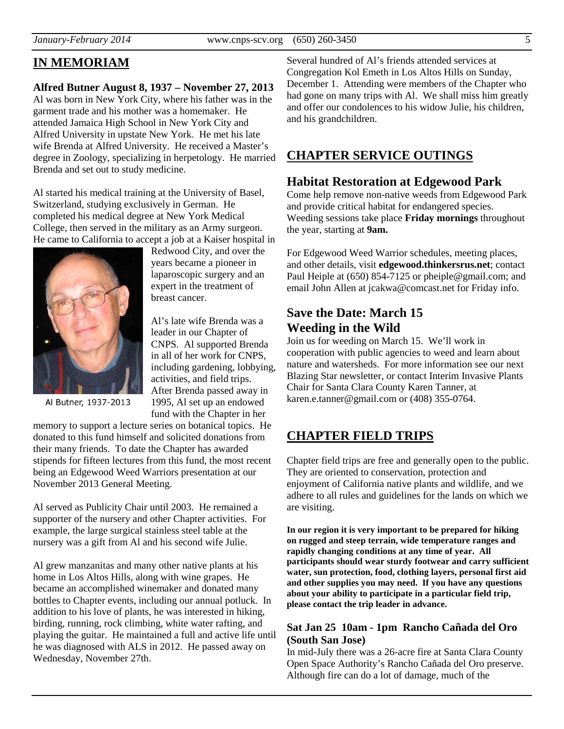## IN MEMORIAM

**Alfred Butner August 8, 1937 – November 27, 2013**

Al was born in New York City, where his father was in the garment trade and his mother was a homemaker. He attended Jamaica High School in New York City and Alfred University in upstate New York. He met his late wife Brenda at Alfred University. He received a Master's degree in Zoology, specializing in herpetology. He married Brenda and set out to study medicine.

Al started his medical training at the University of Basel, Switzerland, studying exclusively in German. He completed his medical degree at New York Medical College, then served in the military as an Army surgeon. He came to California to accept a job at a Kaiser hospital in Redwood City, and over the years became a pioneer in laparoscopic surgery and an expert in the treatment of breast cancer.

Al Butner, 1937-2013

Al's late wife Brenda was a leader in our Chapter of CNPS. Al supported Brenda in all of her work for CNPS, including gardening, lobbying, activities, and field trips. After Brenda passed away in 1995, Al set up an endowed fund with the Chapter in her memory to support a lecture series on botanical topics. He donated to this fund himself and solicited donations from their many friends. To date the Chapter has awarded stipends for fifteen lectures from this fund, the most recent being an Edgewood Weed Warriors presentation at our November 2013 General Meeting.

Al served as Publicity Chair until 2003. He remained a supporter of the nursery and other Chapter activities. For example, the large surgical stainless steel table at the nursery was a gift from Al and his second wife Julie.

Al grew manzanitas and many other native plants at his home in Los Altos Hills, along with wine grapes. He became an accomplished winemaker and donated many bottles to Chapter events, including our annual potluck. In addition to his love of plants, he was interested in hiking, birding, running, rock climbing, white water rafting, and playing the guitar. He maintained a full and active life until he was diagnosed with ALS in 2012. He passed away on Wednesday, November 27th.

Several hundred of Al's friends attended services at Congregation Kol Emeth in Los Altos Hills on Sunday, December 1. Attending were members of the Chapter who had gone on many trips with Al. We shall miss him greatly and offer our condolences to his widow Julie, his children, and his grandchildren.

## CHAPTER SERVICE OUTINGS

### Habitat Restoration at Edgewood Park

Come help remove non-native weeds from Edgewood Park and provide critical habitat for endangered species. Weeding sessions take place **Friday mornings** throughout the year, starting at **9am.**

For Edgewood Weed Warrior schedules, meeting places, and other details, visit **edgewood.thinkersrus.net**; contact Paul Heiple at (650) 854-7125 or pheiple@gmail.com; and email John Allen at jcakwa@comcast.net for Friday info.

### Save the Date: March 15 Weeding in the Wild

Join us for weeding on March 15. We'll work in cooperation with public agencies to weed and learn about nature and watersheds. For more information see our next Blazing Star newsletter, or contact Interim Invasive Plants Chair for Santa Clara County Karen Tanner, at karen.e.tanner@gmail.com or (408) 355-0764.

## CHAPTER FIELD TRIPS

Chapter field trips are free and generally open to the public. They are oriented to conservation, protection and enjoyment of California native plants and wildlife, and we adhere to all rules and guidelines for the lands on which we are visiting.

**In our region it is very important to be prepared for hiking on rugged and steep terrain, wide temperature ranges and rapidly changing conditions at any time of year. All participants should wear sturdy footwear and carry sufficient water, sun protection, food, clothing layers, personal first aid and other supplies you may need. If you have any questions about your ability to participate in a particular field trip, please contact the trip leader in advance.**

#### Sat Jan 25 10am - 1pm Rancho Cañada del Oro (South San Jose)

In mid-July there was a 26-acre fire at Santa Clara County Open Space Authority's Rancho Cañada del Oro preserve. Although fire can do a lot of damage, much of the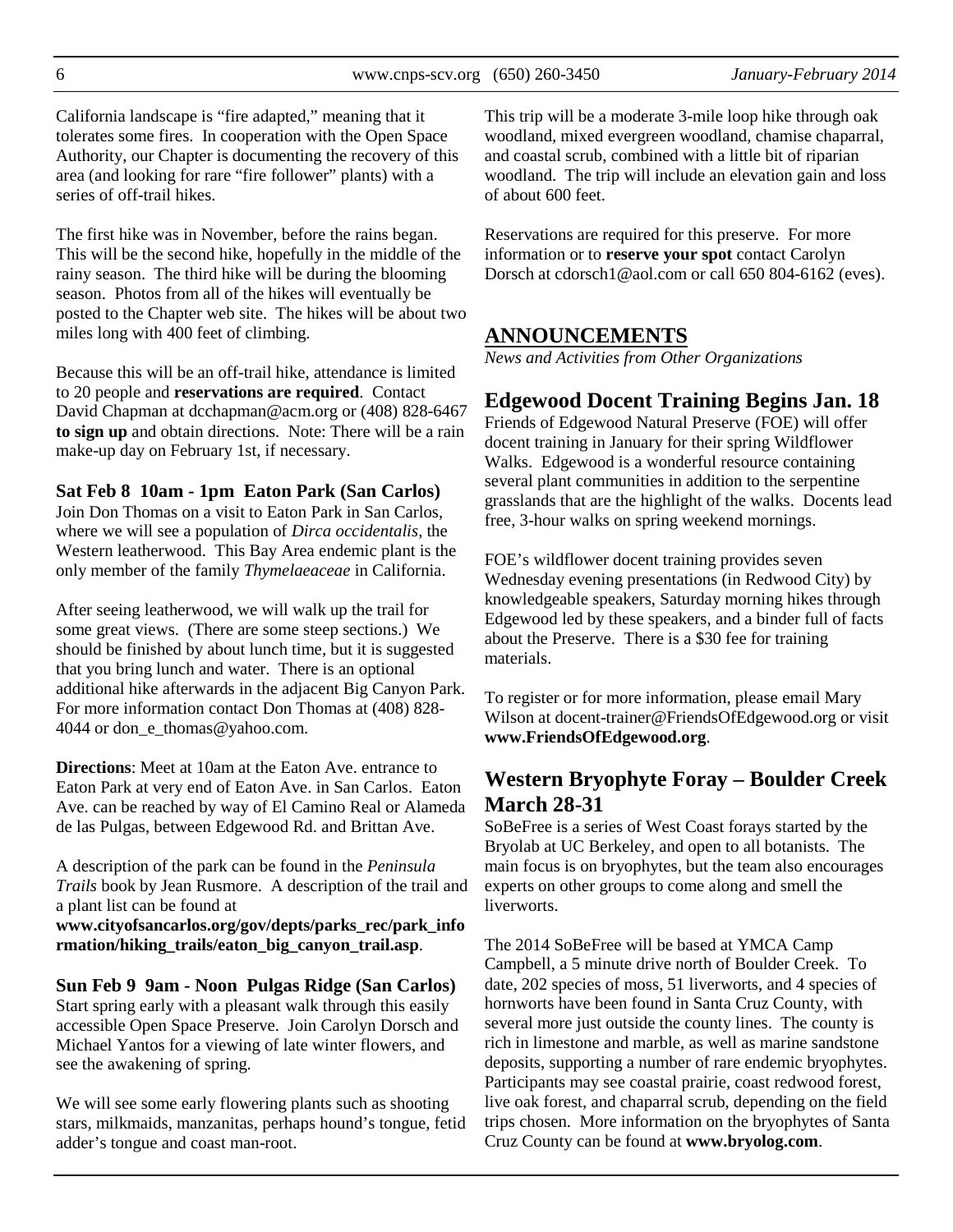California landscape is "fire adapted," meaning that it tolerates some fires. In cooperation with the Open Space Authority, our Chapter is documenting the recovery of this area (and looking for rare "fire follower" plants) with a series of off-trail hikes.

The first hike was in November, before the rains began. This will be the second hike, hopefully in the middle of the rainy season. The third hike will be during the blooming season. Photos from all of the hikes will eventually be posted to the Chapter web site. The hikes will be about two miles long with 400 feet of climbing.

Because this will be an off-trail hike, attendance is limited to 20 people and **reservations are required**. Contact David Chapman at dcchapman@acm.org or (408) 828-6467 **to sign up** and obtain directions. Note: There will be a rain make-up day on February 1st, if necessary.

**Sat Feb 8 10am - 1pm Eaton Park (San Carlos)**

Join Don Thomas on a visit to Eaton Park in San Carlos, where we will see a population of *Dirca occidentalis*, the Western leatherwood. This Bay Area endemic plant is the only member of the family *Thymelaeaceae* in California.

After seeing leatherwood, we will walk up the trail for some great views. (There are some steep sections.) We should be finished by about lunch time, but it is suggested that you bring lunch and water. There is an optional additional hike afterwards in the adjacent Big Canyon Park. For more information contact Don Thomas at (408) 828-4044 or don_e_thomas@yahoo.com.

**Directions**: Meet at 10am at the Eaton Ave. entrance to Eaton Park at very end of Eaton Ave. in San Carlos. Eaton Ave. can be reached by way of El Camino Real or Alameda de las Pulgas, between Edgewood Rd. and Brittan Ave.

A description of the park can be found in the *Peninsula Trails* book by Jean Rusmore. A description of the trail and a plant list can be found at **www.cityofsancarlos.org/gov/depts/parks_rec/park_information/hiking_trails/eaton_big_canyon_trail.asp**.

**Sun Feb 9 9am - Noon Pulgas Ridge (San Carlos)**

Start spring early with a pleasant walk through this easily accessible Open Space Preserve. Join Carolyn Dorsch and Michael Yantos for a viewing of late winter flowers, and see the awakening of spring.

We will see some early flowering plants such as shooting stars, milkmaids, manzanitas, perhaps hound's tongue, fetid adder's tongue and coast man-root.

This trip will be a moderate 3-mile loop hike through oak woodland, mixed evergreen woodland, chamise chaparral, and coastal scrub, combined with a little bit of riparian woodland. The trip will include an elevation gain and loss of about 600 feet.

Reservations are required for this preserve. For more information or to **reserve your spot** contact Carolyn Dorsch at cdorsch1@aol.com or call 650 804-6162 (eves).

## ANNOUNCEMENTS

*News and Activities from Other Organizations*

### Edgewood Docent Training Begins Jan. 18

Friends of Edgewood Natural Preserve (FOE) will offer docent training in January for their spring Wildflower Walks. Edgewood is a wonderful resource containing several plant communities in addition to the serpentine grasslands that are the highlight of the walks. Docents lead free, 3-hour walks on spring weekend mornings.

FOE's wildflower docent training provides seven Wednesday evening presentations (in Redwood City) by knowledgeable speakers, Saturday morning hikes through Edgewood led by these speakers, and a binder full of facts about the Preserve. There is a $30 fee for training materials.

To register or for more information, please email Mary Wilson at docent-trainer@FriendsOfEdgewood.org or visit **www.FriendsOfEdgewood.org**.

### Western Bryophyte Foray – Boulder Creek March 28-31

SoBeFree is a series of West Coast forays started by the Bryolab at UC Berkeley, and open to all botanists. The main focus is on bryophytes, but the team also encourages experts on other groups to come along and smell the liverworts.

The 2014 SoBeFree will be based at YMCA Camp Campbell, a 5 minute drive north of Boulder Creek. To date, 202 species of moss, 51 liverworts, and 4 species of hornworts have been found in Santa Cruz County, with several more just outside the county lines. The county is rich in limestone and marble, as well as marine sandstone deposits, supporting a number of rare endemic bryophytes. Participants may see coastal prairie, coast redwood forest, live oak forest, and chaparral scrub, depending on the field trips chosen. More information on the bryophytes of Santa Cruz County can be found at **www.bryolog.com**.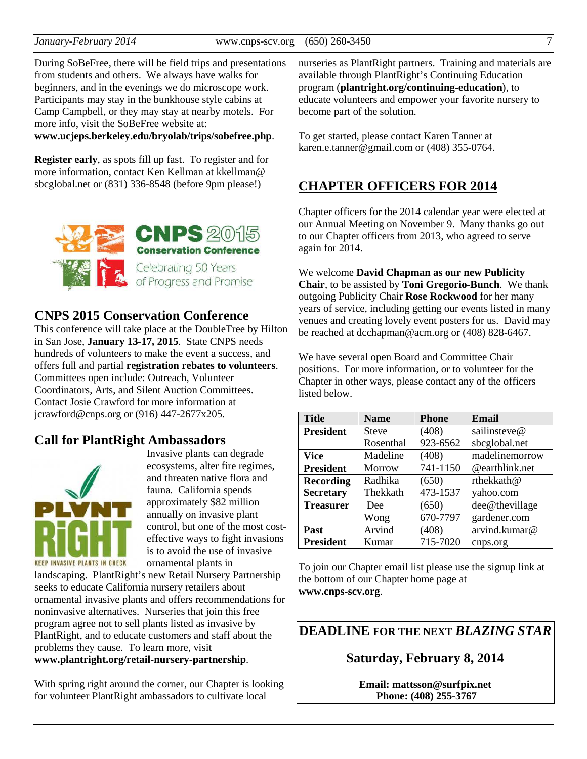During SoBeFree, there will be field trips and presentations from students and others. We always have walks for beginners, and in the evenings we do microscope work. Participants may stay in the bunkhouse style cabins at Camp Campbell, or they may stay at nearby motels. For more info, visit the SoBeFree website at: **www.ucjeps.berkeley.edu/bryolab/trips/sobefree.php**.

**Register early**, as spots fill up fast. To register and for more information, contact Ken Kellman at kkellman@ sbcglobal.net or (831) 336-8548 (before 9pm please!)

## CNPS 2015 Conservation Conference

This conference will take place at the DoubleTree by Hilton in San Jose, **January 13-17, 2015**. State CNPS needs hundreds of volunteers to make the event a success, and offers full and partial **registration rebates to volunteers**. Committees open include: Outreach, Volunteer Coordinators, Arts, and Silent Auction Committees. Contact Josie Crawford for more information at jcrawford@cnps.org or (916) 447-2677x205.

## Call for PlantRight Ambassadors

Invasive plants can degrade ecosystems, alter fire regimes, and threaten native flora and fauna. California spends approximately $82 million annually on invasive plant control, but one of the most cost-effective ways to fight invasions is to avoid the use of invasive ornamental plants in landscaping. PlantRight's new Retail Nursery Partnership seeks to educate California nursery retailers about ornamental invasive plants and offers recommendations for noninvasive alternatives. Nurseries that join this free program agree not to sell plants listed as invasive by PlantRight, and to educate customers and staff about the problems they cause. To learn more, visit **www.plantright.org/retail-nursery-partnership**.

With spring right around the corner, our Chapter is looking for volunteer PlantRight ambassadors to cultivate local nurseries as PlantRight partners. Training and materials are available through PlantRight's Continuing Education program (**plantright.org/continuing-education**), to educate volunteers and empower your favorite nursery to become part of the solution.

To get started, please contact Karen Tanner at karen.e.tanner@gmail.com or (408) 355-0764.

## CHAPTER OFFICERS FOR 2014

Chapter officers for the 2014 calendar year were elected at our Annual Meeting on November 9. Many thanks go out to our Chapter officers from 2013, who agreed to serve again for 2014.

We welcome **David Chapman as our new Publicity Chair**, to be assisted by **Toni Gregorio-Bunch**. We thank outgoing Publicity Chair **Rose Rockwood** for her many years of service, including getting our events listed in many venues and creating lovely event posters for us. David may be reached at dcchapman@acm.org or (408) 828-6467.

We have several open Board and Committee Chair positions. For more information, or to volunteer for the Chapter in other ways, please contact any of the officers listed below.

| Title | Name | Phone | Email |
|---|---|---|---|
| **President** | Steve Rosenthal | (408) 923-6562 | sailinsteve@sbcglobal.net |
| **Vice President** | Madeline Morrow | (408) 741-1150 | madelinemorrow@earthlink.net |
| **Recording Secretary** | Radhika Thekkath | (650) 473-1537 | rthekkath@yahoo.com |
| **Treasurer** | Dee Wong | (650) 670-7797 | dee@thevillagegardener.com |
| **Past President** | Arvind Kumar | (408) 715-7020 | arvind.kumar@cnps.org |

To join our Chapter email list please use the signup link at the bottom of our Chapter home page at **www.cnps-scv.org**.

**DEADLINE FOR THE NEXT *BLAZING STAR***

**Saturday, February 8, 2014**

**Email: mattsson@surfpix.net**
**Phone: (408) 255-3767**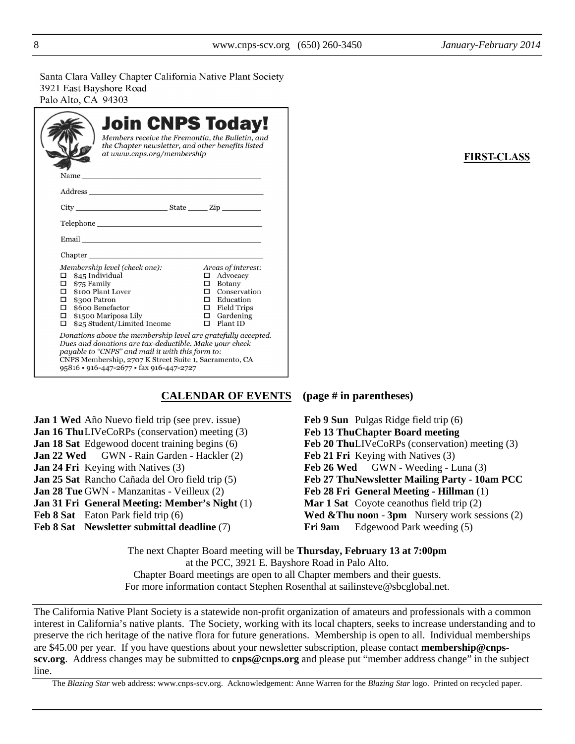Santa Clara Valley Chapter California Native Plant Society
3921 East Bayshore Road
Palo Alto, CA 94303

**FIRST-CLASS**

## Join CNPS Today!

*Members receive the Fremontia, the Bulletin, and the Chapter newsletter, and other benefits listed at www.cnps.org/membership*

Name ______________________________

Address ______________________________

City ________________ State _____ Zip _________

Telephone ______________________________

Email ______________________________

Chapter ______________________________

*Membership level (check one):*
- ☐ $45 Individual
- ☐ $75 Family
- ☐ $100 Plant Lover
- ☐ $300 Patron
- ☐ $600 Benefactor
- ☐ $1500 Mariposa Lily
- ☐ $25 Student/Limited Income

*Areas of interest:*
- ☐ Advocacy
- ☐ Botany
- ☐ Conservation
- ☐ Education
- ☐ Field Trips
- ☐ Gardening
- ☐ Plant ID

*Donations above the membership level are gratefully accepted. Dues and donations are tax-deductible. Make your check payable to "CNPS" and mail it with this form to:*
CNPS Membership, 2707 K Street Suite 1, Sacramento, CA 95816 • 916-447-2677 • fax 916-447-2727

## CALENDAR OF EVENTS (page # in parentheses)

**Jan 1 Wed** Año Nuevo field trip (see prev. issue)
**Jan 16 Thu** LIVeCoRPs (conservation) meeting (3)
**Jan 18 Sat** Edgewood docent training begins (6)
**Jan 22 Wed** GWN - Rain Garden - Hackler (2)
**Jan 24 Fri** Keying with Natives (3)
**Jan 25 Sat** Rancho Cañada del Oro field trip (5)
**Jan 28 Tue** GWN - Manzanitas - Veilleux (2)
**Jan 31 Fri General Meeting: Member's Night** (1)
**Feb 8 Sat** Eaton Park field trip (6)
**Feb 8 Sat Newsletter submittal deadline** (7)
**Feb 9 Sun** Pulgas Ridge field trip (6)
**Feb 13 Thu Chapter Board meeting**
**Feb 20 Thu** LIVeCoRPs (conservation) meeting (3)
**Feb 21 Fri** Keying with Natives (3)
**Feb 26 Wed** GWN - Weeding - Luna (3)
**Feb 27 Thu Newsletter Mailing Party - 10am PCC**
**Feb 28 Fri General Meeting - Hillman** (1)
**Mar 1 Sat** Coyote ceanothus field trip (2)
**Wed &Thu noon - 3pm** Nursery work sessions (2)
**Fri 9am** Edgewood Park weeding (5)

The next Chapter Board meeting will be **Thursday, February 13 at 7:00pm** at the PCC, 3921 E. Bayshore Road in Palo Alto.
Chapter Board meetings are open to all Chapter members and their guests.
For more information contact Stephen Rosenthal at sailinsteve@sbcglobal.net.

The California Native Plant Society is a statewide non-profit organization of amateurs and professionals with a common interest in California's native plants. The Society, working with its local chapters, seeks to increase understanding and to preserve the rich heritage of the native flora for future generations. Membership is open to all. Individual memberships are $45.00 per year. If you have questions about your newsletter subscription, please contact **membership@cnps-scv.org**. Address changes may be submitted to **cnps@cnps.org** and please put "member address change" in the subject line.

The *Blazing Star* web address: www.cnps-scv.org. Acknowledgement: Anne Warren for the *Blazing Star* logo. Printed on recycled paper.